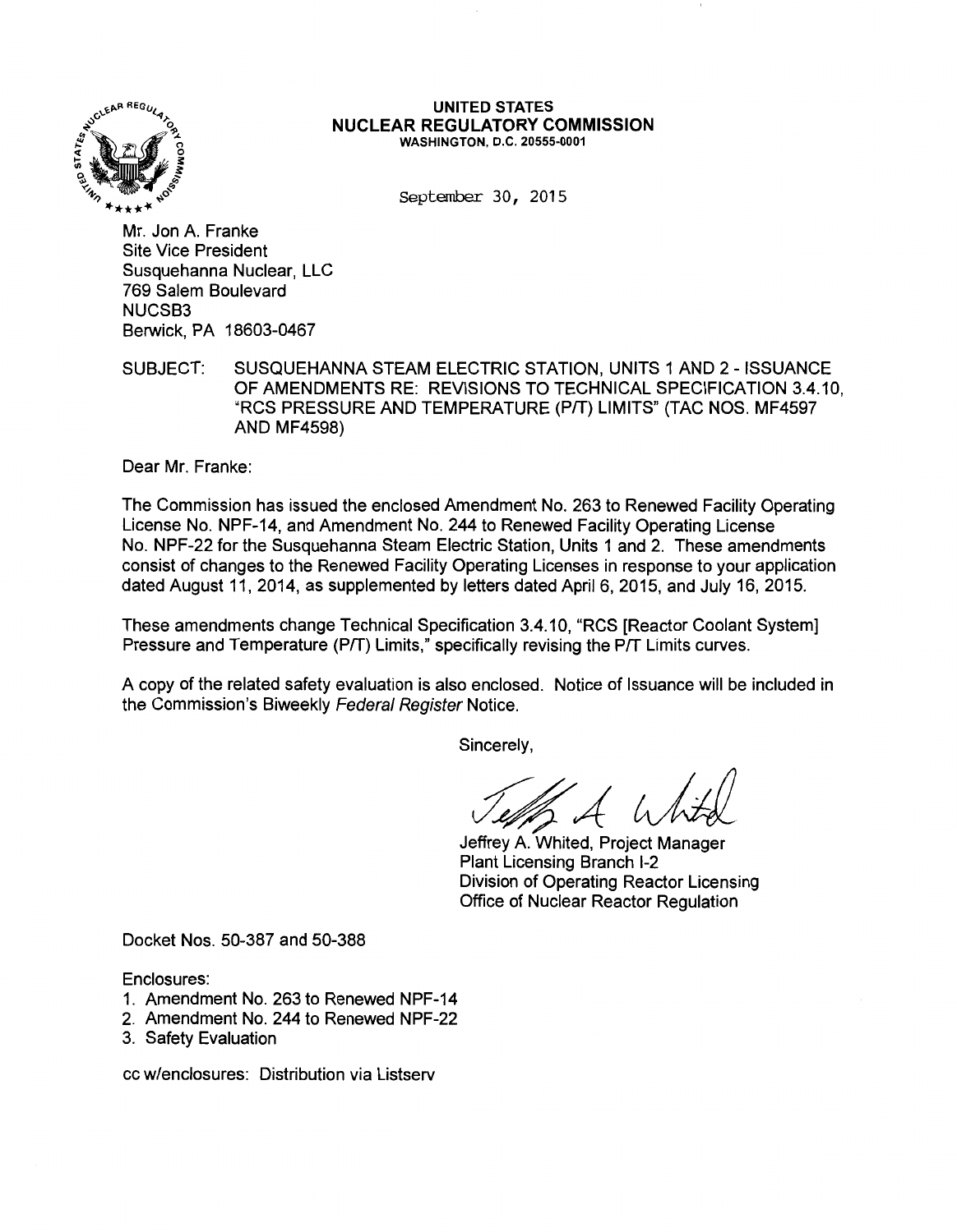**UNITED STATES**
**NUCLEAR REGULATORY COMMISSION**
WASHINGTON, D.C. 20555-0001

September 30, 2015

Mr. Jon A. Franke
Site Vice President
Susquehanna Nuclear, LLC
769 Salem Boulevard
NUCSB3
Berwick, PA 18603-0467

SUBJECT: SUSQUEHANNA STEAM ELECTRIC STATION, UNITS 1 AND 2 - ISSUANCE OF AMENDMENTS RE: REVISIONS TO TECHNICAL SPECIFICATION 3.4.10, "RCS PRESSURE AND TEMPERATURE (P/T) LIMITS" (TAC NOS. MF4597 AND MF4598)

Dear Mr. Franke:

The Commission has issued the enclosed Amendment No. 263 to Renewed Facility Operating License No. NPF-14, and Amendment No. 244 to Renewed Facility Operating License No. NPF-22 for the Susquehanna Steam Electric Station, Units 1 and 2. These amendments consist of changes to the Renewed Facility Operating Licenses in response to your application dated August 11, 2014, as supplemented by letters dated April 6, 2015, and July 16, 2015.

These amendments change Technical Specification 3.4.10, "RCS [Reactor Coolant System] Pressure and Temperature (P/T) Limits," specifically revising the P/T Limits curves.

A copy of the related safety evaluation is also enclosed. Notice of Issuance will be included in the Commission's Biweekly *Federal Register* Notice.

Sincerely,

Jeffrey A. Whited, Project Manager
Plant Licensing Branch I-2
Division of Operating Reactor Licensing
Office of Nuclear Reactor Regulation

Docket Nos. 50-387 and 50-388

Enclosures:

1. Amendment No. 263 to Renewed NPF-14
2. Amendment No. 244 to Renewed NPF-22
3. Safety Evaluation

cc w/enclosures: Distribution via Listserv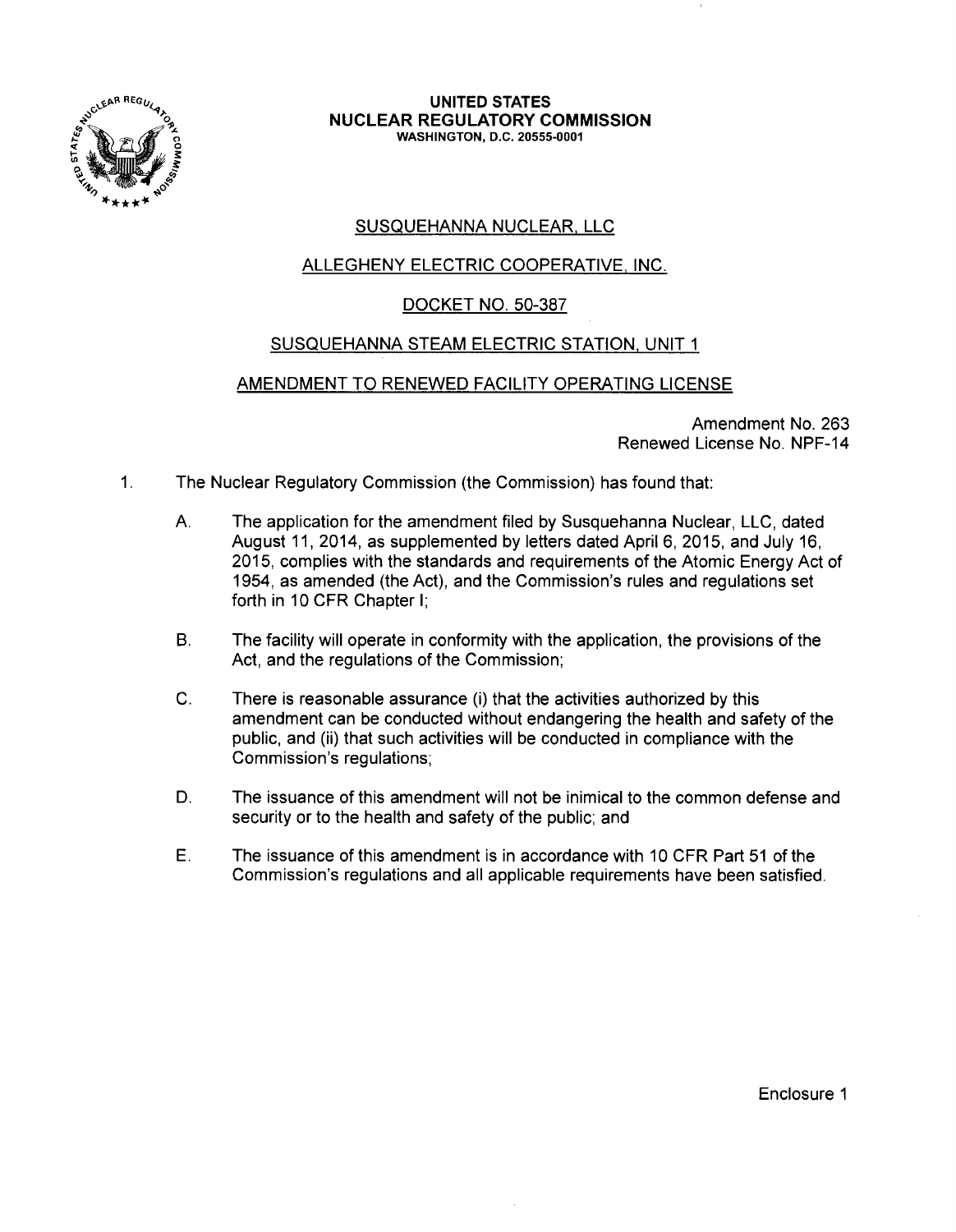**UNITED STATES**
**NUCLEAR REGULATORY COMMISSION**
**WASHINGTON, D.C. 20555-0001**

SUSQUEHANNA NUCLEAR, LLC

ALLEGHENY ELECTRIC COOPERATIVE, INC.

DOCKET NO. 50-387

SUSQUEHANNA STEAM ELECTRIC STATION, UNIT 1

AMENDMENT TO RENEWED FACILITY OPERATING LICENSE

Amendment No. 263
Renewed License No. NPF-14

1. The Nuclear Regulatory Commission (the Commission) has found that:

   A. The application for the amendment filed by Susquehanna Nuclear, LLC, dated August 11, 2014, as supplemented by letters dated April 6, 2015, and July 16, 2015, complies with the standards and requirements of the Atomic Energy Act of 1954, as amended (the Act), and the Commission's rules and regulations set forth in 10 CFR Chapter I;

   B. The facility will operate in conformity with the application, the provisions of the Act, and the regulations of the Commission;

   C. There is reasonable assurance (i) that the activities authorized by this amendment can be conducted without endangering the health and safety of the public, and (ii) that such activities will be conducted in compliance with the Commission's regulations;

   D. The issuance of this amendment will not be inimical to the common defense and security or to the health and safety of the public; and

   E. The issuance of this amendment is in accordance with 10 CFR Part 51 of the Commission's regulations and all applicable requirements have been satisfied.

Enclosure 1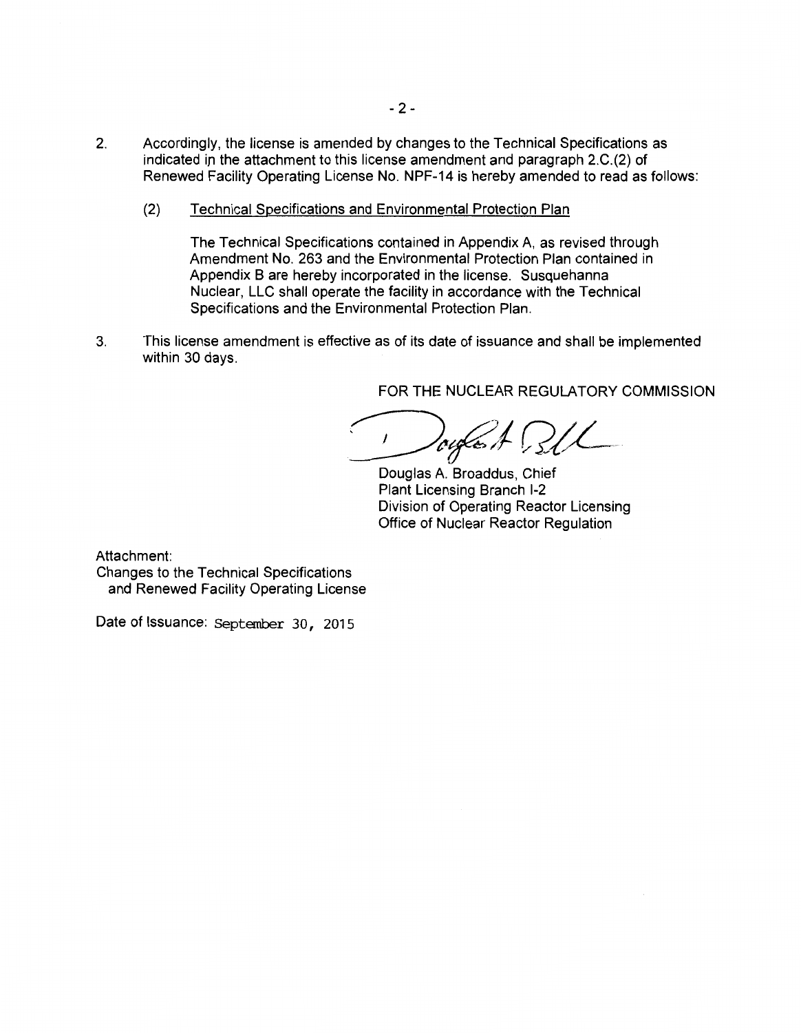2. Accordingly, the license is amended by changes to the Technical Specifications as indicated in the attachment to this license amendment and paragraph 2.C.(2) of Renewed Facility Operating License No. NPF-14 is hereby amended to read as follows:

   (2) Technical Specifications and Environmental Protection Plan

   The Technical Specifications contained in Appendix A, as revised through Amendment No. 263 and the Environmental Protection Plan contained in Appendix B are hereby incorporated in the license. Susquehanna Nuclear, LLC shall operate the facility in accordance with the Technical Specifications and the Environmental Protection Plan.

3. This license amendment is effective as of its date of issuance and shall be implemented within 30 days.

FOR THE NUCLEAR REGULATORY COMMISSION

Douglas A. Broaddus, Chief
Plant Licensing Branch I-2
Division of Operating Reactor Licensing
Office of Nuclear Reactor Regulation

Attachment:
Changes to the Technical Specifications
and Renewed Facility Operating License

Date of Issuance: September 30, 2015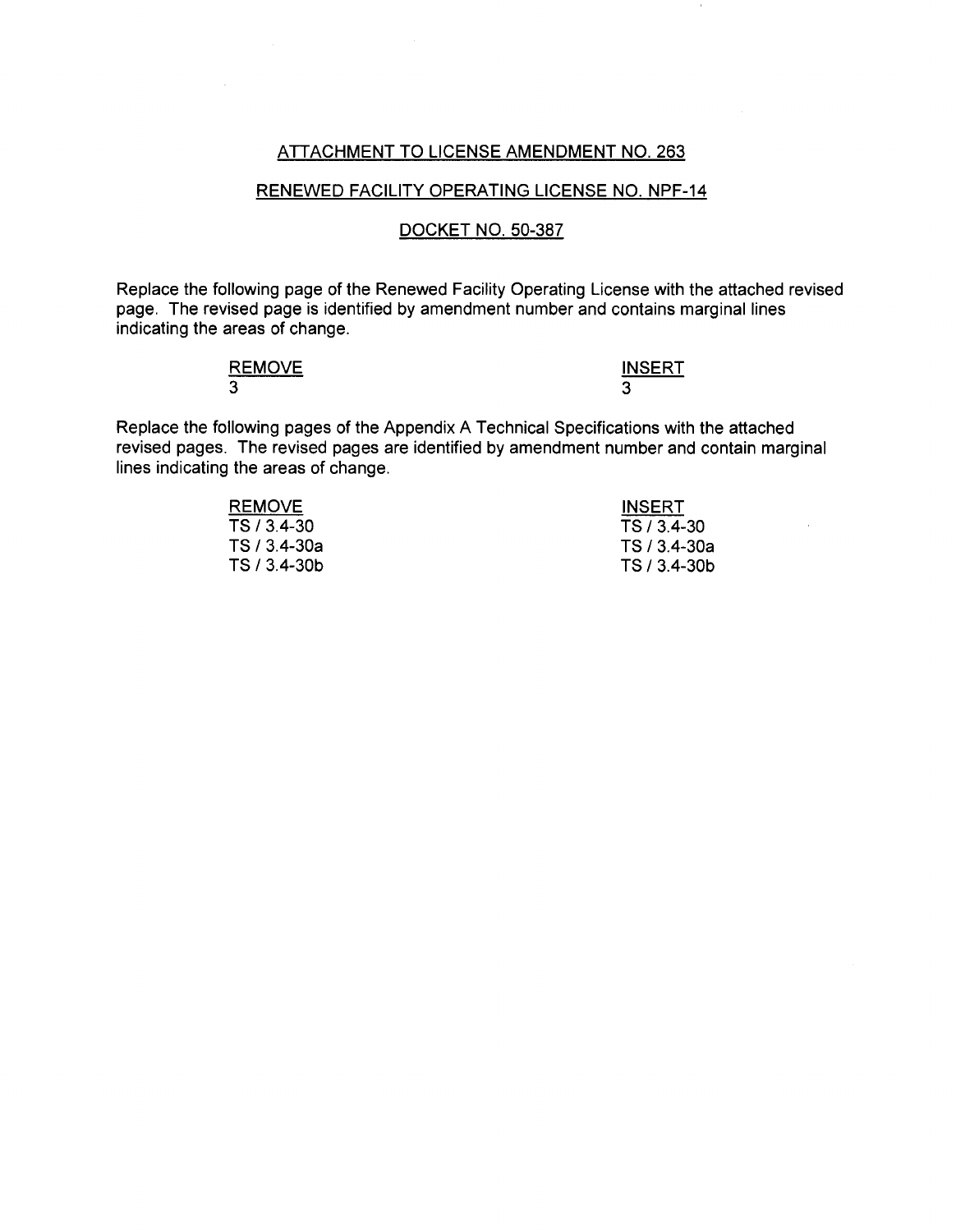ATTACHMENT TO LICENSE AMENDMENT NO. 263

RENEWED FACILITY OPERATING LICENSE NO. NPF-14

DOCKET NO. 50-387

Replace the following page of the Renewed Facility Operating License with the attached revised page. The revised page is identified by amendment number and contains marginal lines indicating the areas of change.

| REMOVE | INSERT |
| --- | --- |
| 3 | 3 |

Replace the following pages of the Appendix A Technical Specifications with the attached revised pages. The revised pages are identified by amendment number and contain marginal lines indicating the areas of change.

| REMOVE | INSERT |
| --- | --- |
| TS / 3.4-30 | TS / 3.4-30 |
| TS / 3.4-30a | TS / 3.4-30a |
| TS / 3.4-30b | TS / 3.4-30b |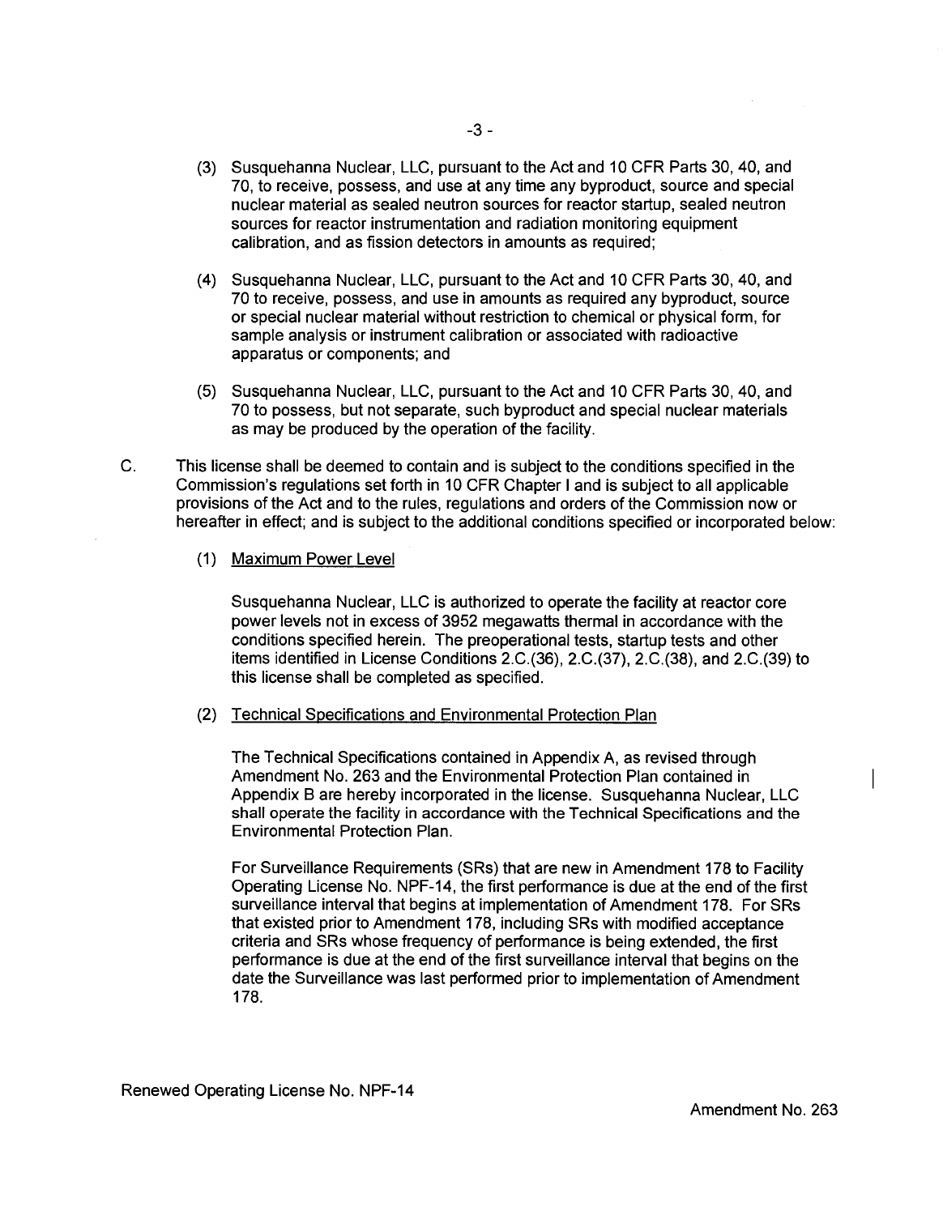(3) Susquehanna Nuclear, LLC, pursuant to the Act and 10 CFR Parts 30, 40, and 70, to receive, possess, and use at any time any byproduct, source and special nuclear material as sealed neutron sources for reactor startup, sealed neutron sources for reactor instrumentation and radiation monitoring equipment calibration, and as fission detectors in amounts as required;

(4) Susquehanna Nuclear, LLC, pursuant to the Act and 10 CFR Parts 30, 40, and 70 to receive, possess, and use in amounts as required any byproduct, source or special nuclear material without restriction to chemical or physical form, for sample analysis or instrument calibration or associated with radioactive apparatus or components; and

(5) Susquehanna Nuclear, LLC, pursuant to the Act and 10 CFR Parts 30, 40, and 70 to possess, but not separate, such byproduct and special nuclear materials as may be produced by the operation of the facility.

C. This license shall be deemed to contain and is subject to the conditions specified in the Commission's regulations set forth in 10 CFR Chapter I and is subject to all applicable provisions of the Act and to the rules, regulations and orders of the Commission now or hereafter in effect; and is subject to the additional conditions specified or incorporated below:

(1) Maximum Power Level

Susquehanna Nuclear, LLC is authorized to operate the facility at reactor core power levels not in excess of 3952 megawatts thermal in accordance with the conditions specified herein. The preoperational tests, startup tests and other items identified in License Conditions 2.C.(36), 2.C.(37), 2.C.(38), and 2.C.(39) to this license shall be completed as specified.

(2) Technical Specifications and Environmental Protection Plan

The Technical Specifications contained in Appendix A, as revised through Amendment No. 263 and the Environmental Protection Plan contained in Appendix B are hereby incorporated in the license. Susquehanna Nuclear, LLC shall operate the facility in accordance with the Technical Specifications and the Environmental Protection Plan.

For Surveillance Requirements (SRs) that are new in Amendment 178 to Facility Operating License No. NPF-14, the first performance is due at the end of the first surveillance interval that begins at implementation of Amendment 178. For SRs that existed prior to Amendment 178, including SRs with modified acceptance criteria and SRs whose frequency of performance is being extended, the first performance is due at the end of the first surveillance interval that begins on the date the Surveillance was last performed prior to implementation of Amendment 178.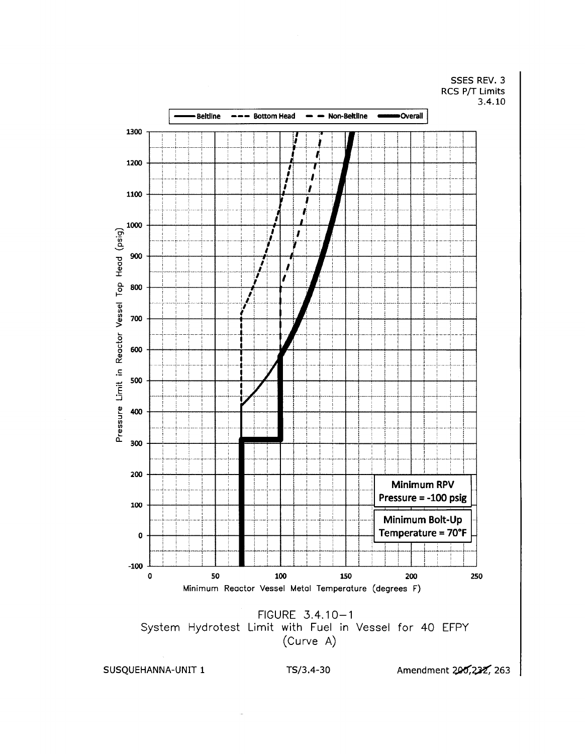SSES REV. 3
RCS P/T Limits
3.4.10

Legend: Beltline — Bottom Head — Non-Beltline — Overall

Pressure Limit in Reactor Vessel Top Head (psig)

Minimum Reactor Vessel Metal Temperature (degrees F)

Minimum RPV Pressure = -100 psig

Minimum Bolt-Up Temperature = 70°F

FIGURE 3.4.10−1
System Hydrotest Limit with Fuel in Vessel for 40 EFPY
(Curve A)

SUSQUEHANNA-UNIT 1 TS/3.4-30 Amendment ~~200~~, ~~232~~, 263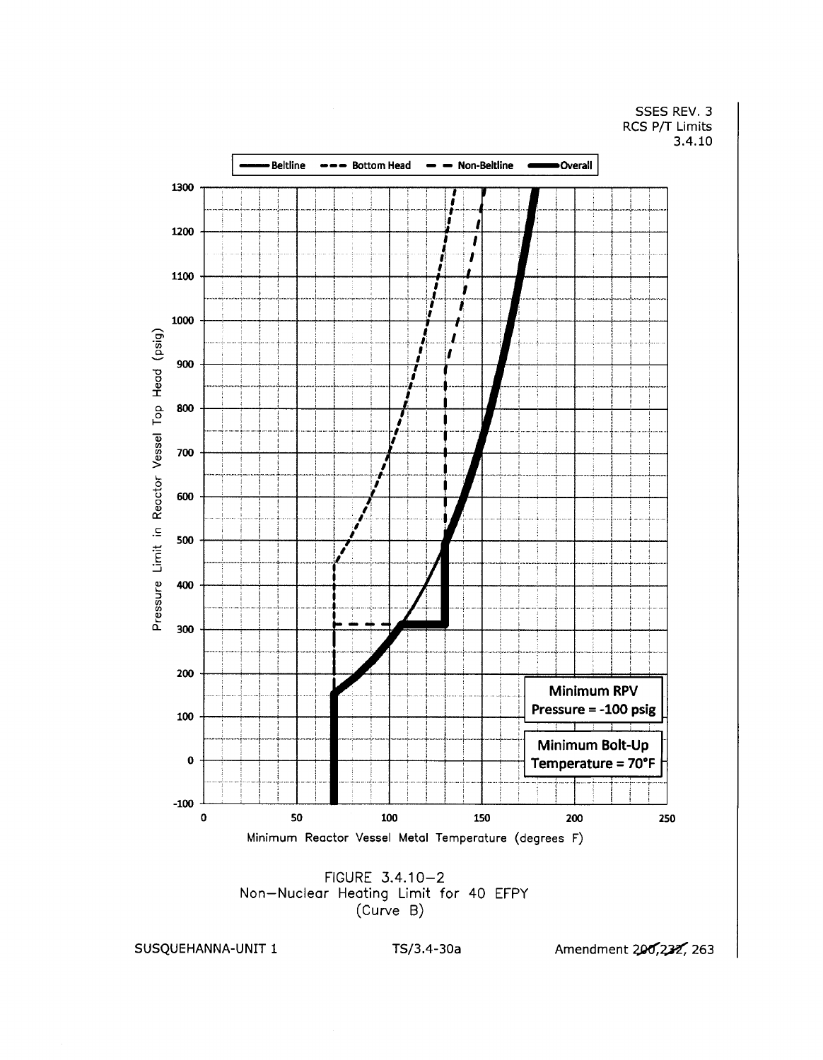SSES REV. 3
RCS P/T Limits
3.4.10

Beltline — Bottom Head — Non-Beltline — Overall

Pressure Limit in Reactor Vessel Top Head (psig)

Minimum RPV Pressure = -100 psig

Minimum Bolt-Up Temperature = 70°F

Minimum Reactor Vessel Metal Temperature (degrees F)

FIGURE 3.4.10-2
Non-Nuclear Heating Limit for 40 EFPY
(Curve B)

SUSQUEHANNA-UNIT 1 TS/3.4-30a Amendment ~~200~~, ~~232~~, 263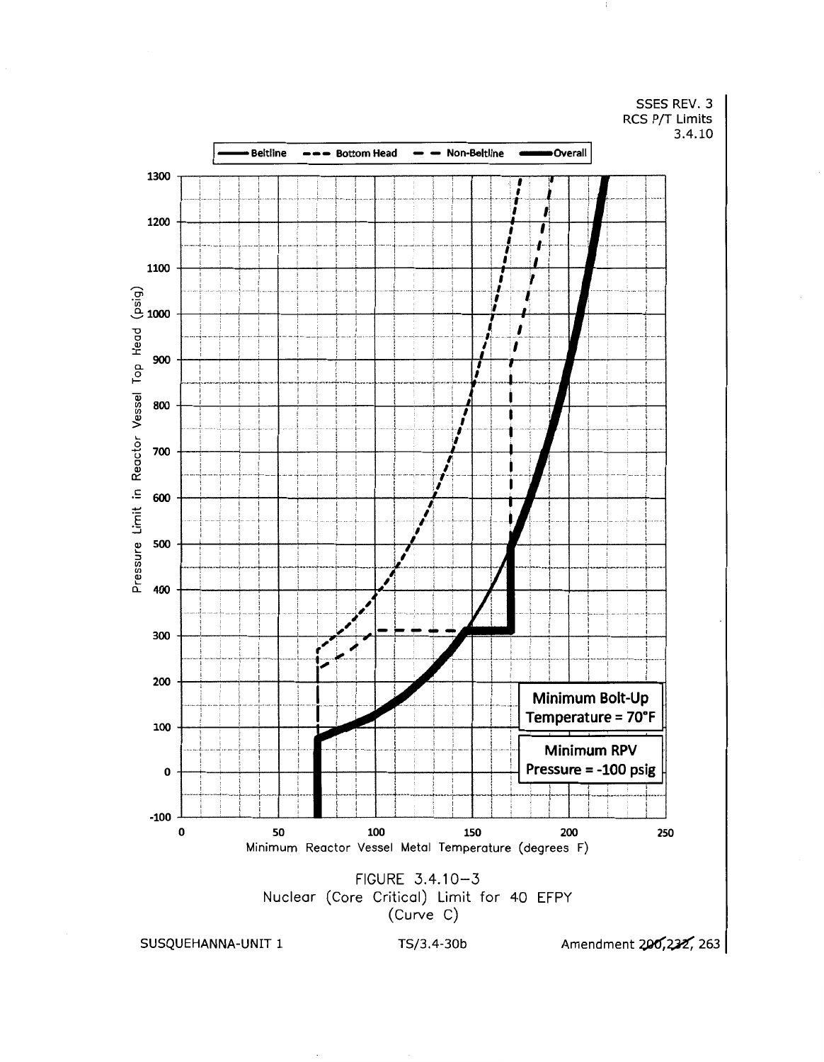SSES REV. 3
RCS P/T Limits
3.4.10

Beltline — Bottom Head — Non-Beltline — Overall

Pressure Limit in Reactor Vessel Top Head (psig)

Minimum Reactor Vessel Metal Temperature (degrees F)

Minimum Bolt-Up Temperature = 70°F

Minimum RPV Pressure = -100 psig

FIGURE 3.4.10–3
Nuclear (Core Critical) Limit for 40 EFPY
(Curve C)

SUSQUEHANNA-UNIT 1 TS/3.4-30b Amendment ~~200~~, ~~232~~, 263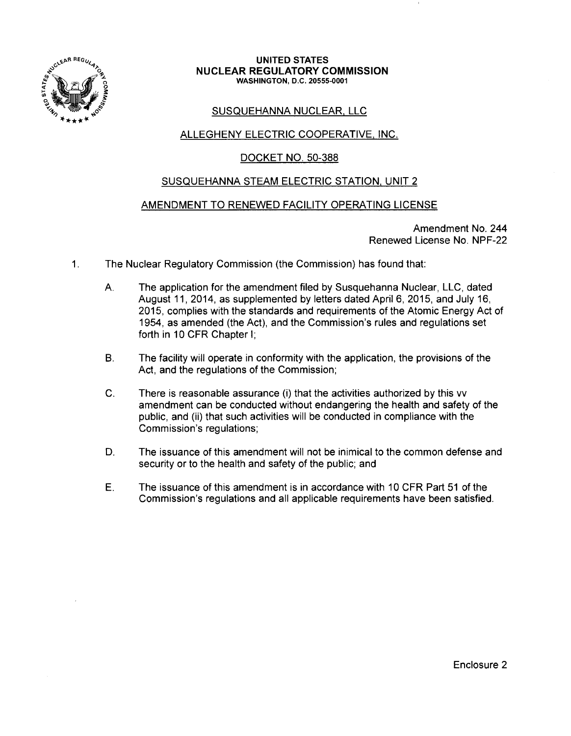**UNITED STATES**
**NUCLEAR REGULATORY COMMISSION**
**WASHINGTON, D.C. 20555-0001**

SUSQUEHANNA NUCLEAR, LLC

ALLEGHENY ELECTRIC COOPERATIVE, INC.

DOCKET NO. 50-388

SUSQUEHANNA STEAM ELECTRIC STATION, UNIT 2

AMENDMENT TO RENEWED FACILITY OPERATING LICENSE

Amendment No. 244
Renewed License No. NPF-22

1. The Nuclear Regulatory Commission (the Commission) has found that:

   A. The application for the amendment filed by Susquehanna Nuclear, LLC, dated August 11, 2014, as supplemented by letters dated April 6, 2015, and July 16, 2015, complies with the standards and requirements of the Atomic Energy Act of 1954, as amended (the Act), and the Commission's rules and regulations set forth in 10 CFR Chapter I;

   B. The facility will operate in conformity with the application, the provisions of the Act, and the regulations of the Commission;

   C. There is reasonable assurance (i) that the activities authorized by this vv amendment can be conducted without endangering the health and safety of the public, and (ii) that such activities will be conducted in compliance with the Commission's regulations;

   D. The issuance of this amendment will not be inimical to the common defense and security or to the health and safety of the public; and

   E. The issuance of this amendment is in accordance with 10 CFR Part 51 of the Commission's regulations and all applicable requirements have been satisfied.

Enclosure 2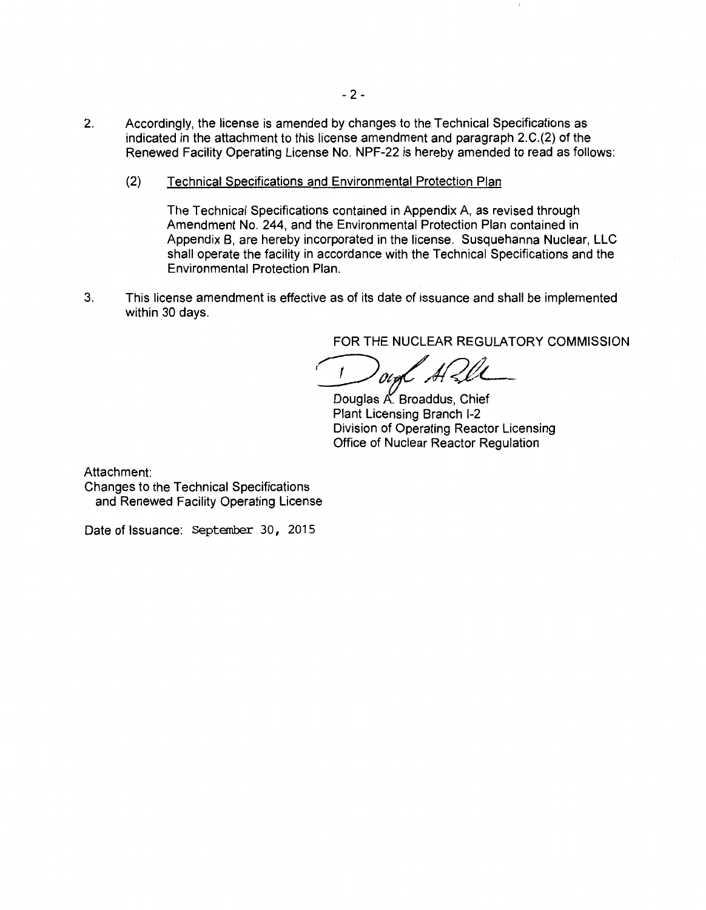2. Accordingly, the license is amended by changes to the Technical Specifications as indicated in the attachment to this license amendment and paragraph 2.C.(2) of the Renewed Facility Operating License No. NPF-22 is hereby amended to read as follows:

   (2) Technical Specifications and Environmental Protection Plan

   The Technical Specifications contained in Appendix A, as revised through Amendment No. 244, and the Environmental Protection Plan contained in Appendix B, are hereby incorporated in the license. Susquehanna Nuclear, LLC shall operate the facility in accordance with the Technical Specifications and the Environmental Protection Plan.

3. This license amendment is effective as of its date of issuance and shall be implemented within 30 days.

FOR THE NUCLEAR REGULATORY COMMISSION

Douglas A. Broaddus, Chief
Plant Licensing Branch I-2
Division of Operating Reactor Licensing
Office of Nuclear Reactor Regulation

Attachment:
Changes to the Technical Specifications and Renewed Facility Operating License

Date of Issuance: September 30, 2015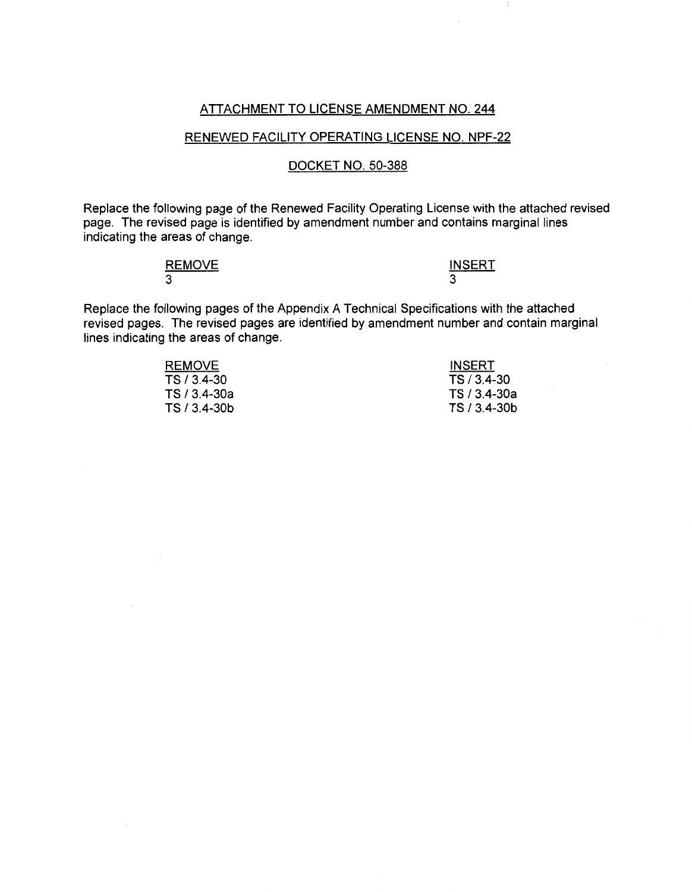ATTACHMENT TO LICENSE AMENDMENT NO. 244

RENEWED FACILITY OPERATING LICENSE NO. NPF-22

DOCKET NO. 50-388

Replace the following page of the Renewed Facility Operating License with the attached revised page. The revised page is identified by amendment number and contains marginal lines indicating the areas of change.

| REMOVE | INSERT |
| --- | --- |
| 3 | 3 |

Replace the following pages of the Appendix A Technical Specifications with the attached revised pages. The revised pages are identified by amendment number and contain marginal lines indicating the areas of change.

| REMOVE | INSERT |
| --- | --- |
| TS / 3.4-30 | TS / 3.4-30 |
| TS / 3.4-30a | TS / 3.4-30a |
| TS / 3.4-30b | TS / 3.4-30b |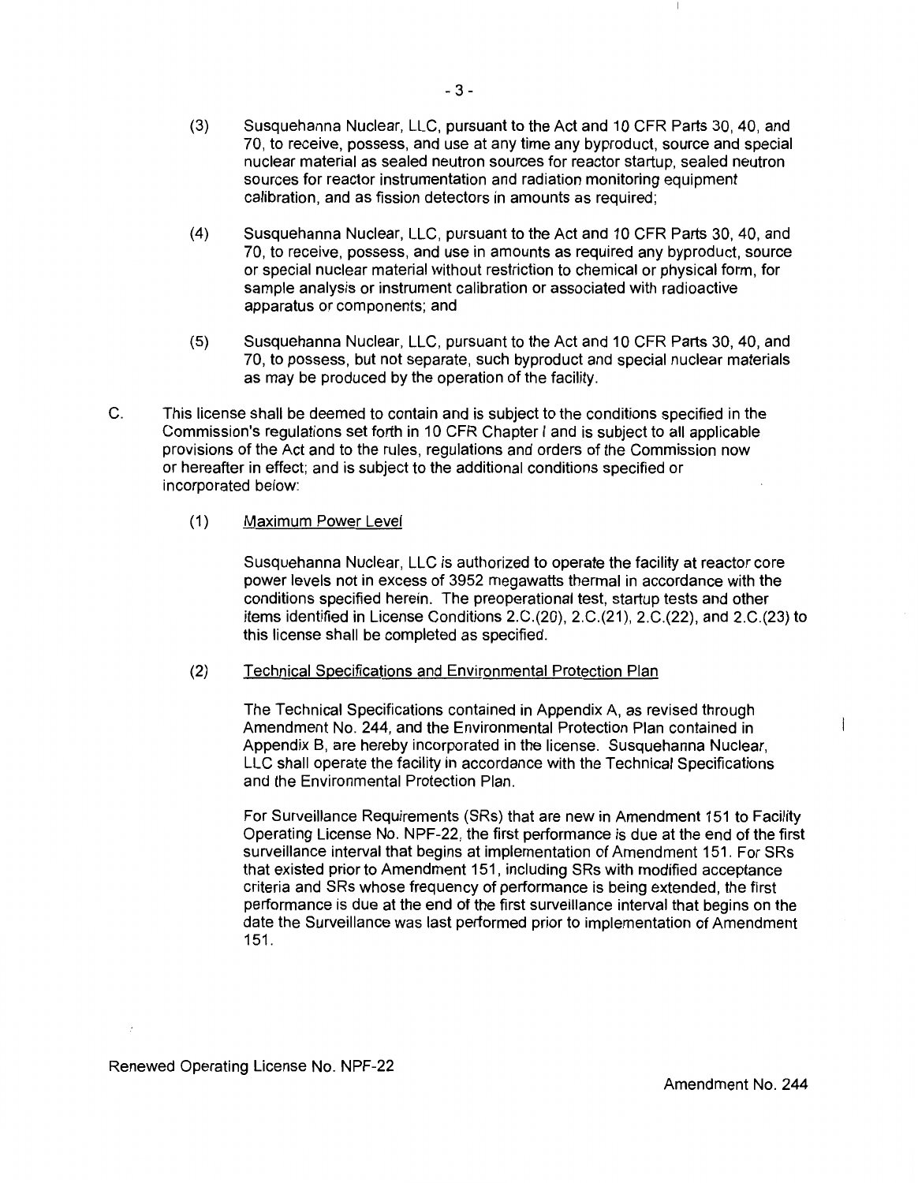(3) Susquehanna Nuclear, LLC, pursuant to the Act and 10 CFR Parts 30, 40, and 70, to receive, possess, and use at any time any byproduct, source and special nuclear material as sealed neutron sources for reactor startup, sealed neutron sources for reactor instrumentation and radiation monitoring equipment calibration, and as fission detectors in amounts as required;

(4) Susquehanna Nuclear, LLC, pursuant to the Act and 10 CFR Parts 30, 40, and 70, to receive, possess, and use in amounts as required any byproduct, source or special nuclear material without restriction to chemical or physical form, for sample analysis or instrument calibration or associated with radioactive apparatus or components; and

(5) Susquehanna Nuclear, LLC, pursuant to the Act and 10 CFR Parts 30, 40, and 70, to possess, but not separate, such byproduct and special nuclear materials as may be produced by the operation of the facility.

C. This license shall be deemed to contain and is subject to the conditions specified in the Commission's regulations set forth in 10 CFR Chapter I and is subject to all applicable provisions of the Act and to the rules, regulations and orders of the Commission now or hereafter in effect; and is subject to the additional conditions specified or incorporated below:

(1) Maximum Power Level

Susquehanna Nuclear, LLC is authorized to operate the facility at reactor core power levels not in excess of 3952 megawatts thermal in accordance with the conditions specified herein. The preoperational test, startup tests and other items identified in License Conditions 2.C.(20), 2.C.(21), 2.C.(22), and 2.C.(23) to this license shall be completed as specified.

(2) Technical Specifications and Environmental Protection Plan

The Technical Specifications contained in Appendix A, as revised through Amendment No. 244, and the Environmental Protection Plan contained in Appendix B, are hereby incorporated in the license. Susquehanna Nuclear, LLC shall operate the facility in accordance with the Technical Specifications and the Environmental Protection Plan.

For Surveillance Requirements (SRs) that are new in Amendment 151 to Facility Operating License No. NPF-22, the first performance is due at the end of the first surveillance interval that begins at implementation of Amendment 151. For SRs that existed prior to Amendment 151, including SRs with modified acceptance criteria and SRs whose frequency of performance is being extended, the first performance is due at the end of the first surveillance interval that begins on the date the Surveillance was last performed prior to implementation of Amendment 151.

Renewed Operating License No. NPF-22

Amendment No. 244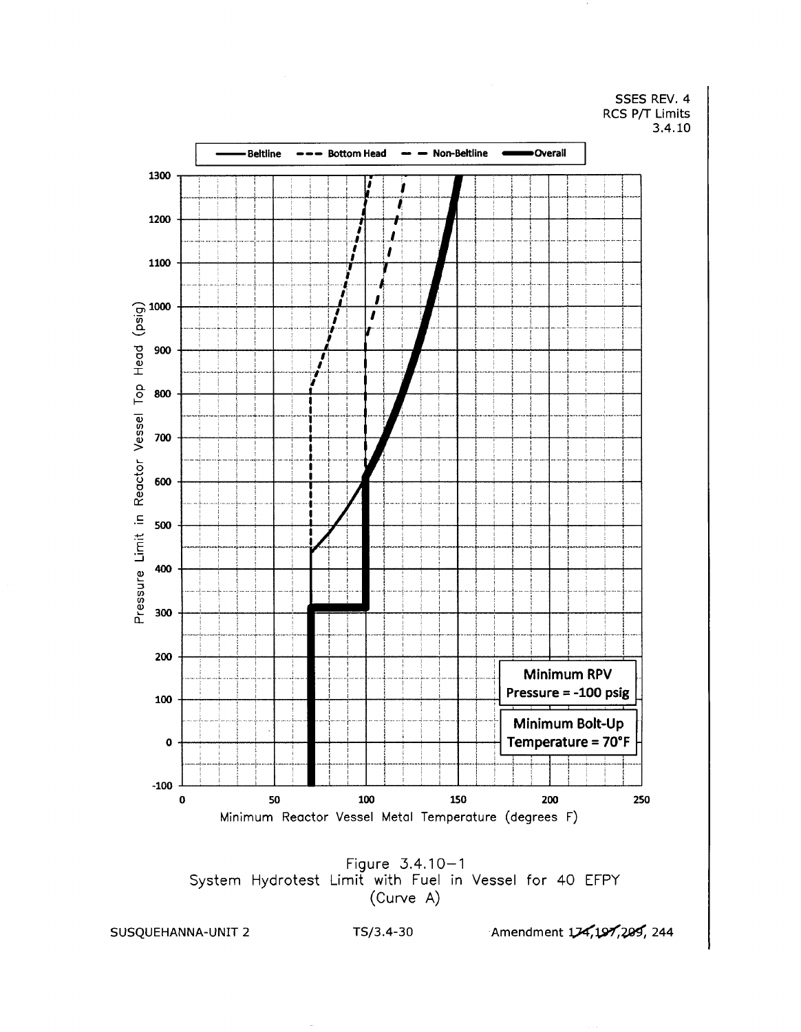SSES REV. 4
RCS P/T Limits
3.4.10

Beltline — Bottom Head — Non-Beltline — Overall

Pressure Limit in Reactor Vessel Top Head (psig)

Minimum Reactor Vessel Metal Temperature (degrees F)

**Minimum RPV Pressure = -100 psig**

**Minimum Bolt-Up Temperature = 70°F**

Figure 3.4.10−1
System Hydrotest Limit with Fuel in Vessel for 40 EFPY
(Curve A)

SUSQUEHANNA-UNIT 2 TS/3.4-30 Amendment ~~174~~,~~197~~,~~209~~, 244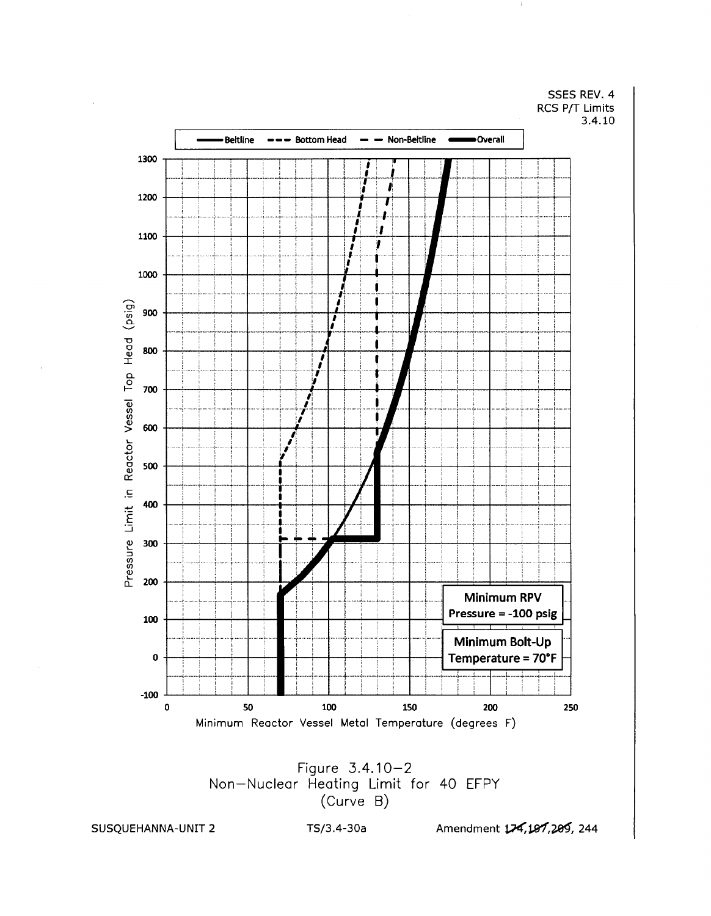SSES REV. 4
RCS P/T Limits
3.4.10

Legend: Beltline, Bottom Head, Non-Beltline, Overall

Pressure Limit in Reactor Vessel Top Head (psig)

Minimum Reactor Vessel Metal Temperature (degrees F)

**Minimum RPV Pressure = -100 psig**

**Minimum Bolt-Up Temperature = 70°F**

Figure 3.4.10–2
Non–Nuclear Heating Limit for 40 EFPY
(Curve B)

SUSQUEHANNA-UNIT 2 TS/3.4-30a Amendment ~~174~~,~~197~~,~~209~~, 244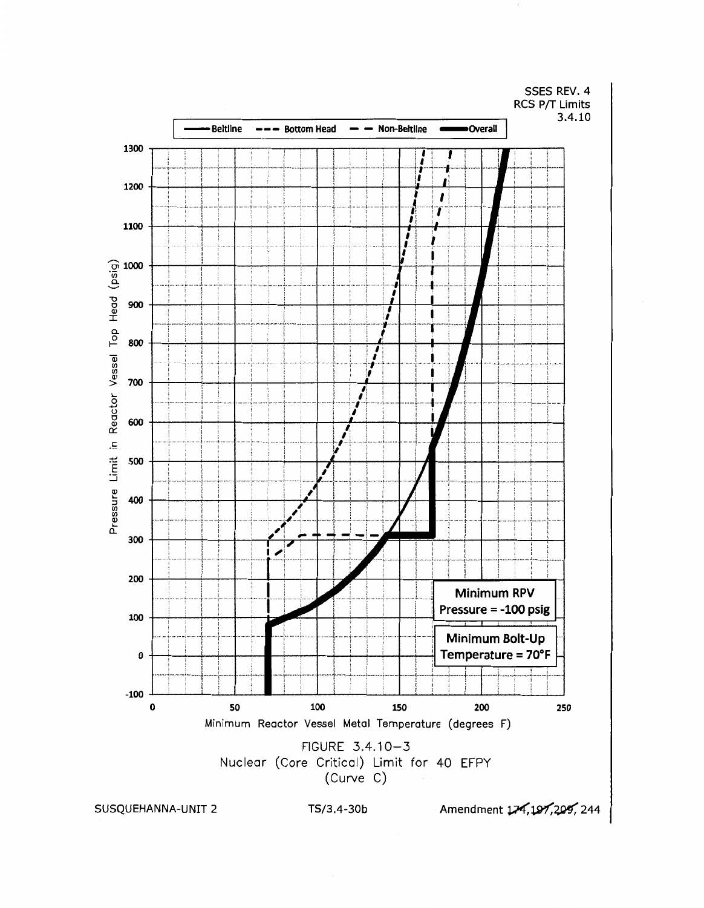SSES REV. 4
RCS P/T Limits
3.4.10

Beltline --- Bottom Head — — Non-Beltline ▬ Overall

Pressure Limit in Reactor Vessel Top Head (psig)

1300, 1200, 1100, 1000, 900, 800, 700, 600, 500, 400, 300, 200, 100, 0, -100

**Minimum RPV Pressure = -100 psig**

**Minimum Bolt-Up Temperature = 70°F**

0, 50, 100, 150, 200, 250

Minimum Reactor Vessel Metal Temperature (degrees F)

FIGURE 3.4.10–3
Nuclear (Core Critical) Limit for 40 EFPY
(Curve C)

SUSQUEHANNA-UNIT 2 TS/3.4-30b Amendment ~~174~~, ~~197~~, ~~209~~, 244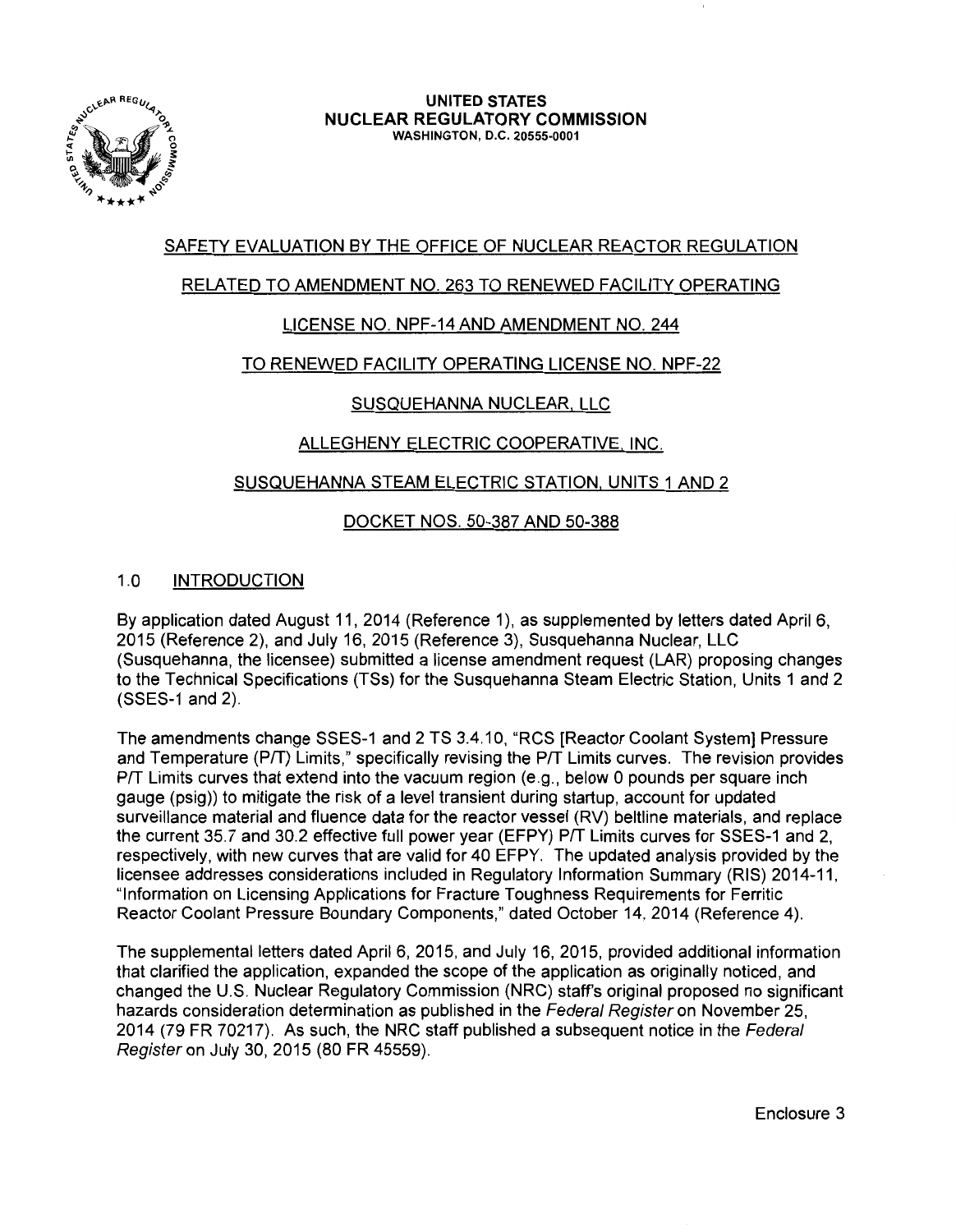**UNITED STATES**
**NUCLEAR REGULATORY COMMISSION**
WASHINGTON, D.C. 20555-0001

SAFETY EVALUATION BY THE OFFICE OF NUCLEAR REACTOR REGULATION

RELATED TO AMENDMENT NO. 263 TO RENEWED FACILITY OPERATING

LICENSE NO. NPF-14 AND AMENDMENT NO. 244

TO RENEWED FACILITY OPERATING LICENSE NO. NPF-22

SUSQUEHANNA NUCLEAR, LLC

ALLEGHENY ELECTRIC COOPERATIVE, INC.

SUSQUEHANNA STEAM ELECTRIC STATION, UNITS 1 AND 2

DOCKET NOS. 50-387 AND 50-388

## 1.0 INTRODUCTION

By application dated August 11, 2014 (Reference 1), as supplemented by letters dated April 6, 2015 (Reference 2), and July 16, 2015 (Reference 3), Susquehanna Nuclear, LLC (Susquehanna, the licensee) submitted a license amendment request (LAR) proposing changes to the Technical Specifications (TSs) for the Susquehanna Steam Electric Station, Units 1 and 2 (SSES-1 and 2).

The amendments change SSES-1 and 2 TS 3.4.10, "RCS [Reactor Coolant System] Pressure and Temperature (P/T) Limits," specifically revising the P/T Limits curves. The revision provides P/T Limits curves that extend into the vacuum region (e.g., below 0 pounds per square inch gauge (psig)) to mitigate the risk of a level transient during startup, account for updated surveillance material and fluence data for the reactor vessel (RV) beltline materials, and replace the current 35.7 and 30.2 effective full power year (EFPY) P/T Limits curves for SSES-1 and 2, respectively, with new curves that are valid for 40 EFPY. The updated analysis provided by the licensee addresses considerations included in Regulatory Information Summary (RIS) 2014-11, "Information on Licensing Applications for Fracture Toughness Requirements for Ferritic Reactor Coolant Pressure Boundary Components," dated October 14, 2014 (Reference 4).

The supplemental letters dated April 6, 2015, and July 16, 2015, provided additional information that clarified the application, expanded the scope of the application as originally noticed, and changed the U.S. Nuclear Regulatory Commission (NRC) staff's original proposed no significant hazards consideration determination as published in the *Federal Register* on November 25, 2014 (79 FR 70217). As such, the NRC staff published a subsequent notice in the *Federal Register* on July 30, 2015 (80 FR 45559).

Enclosure 3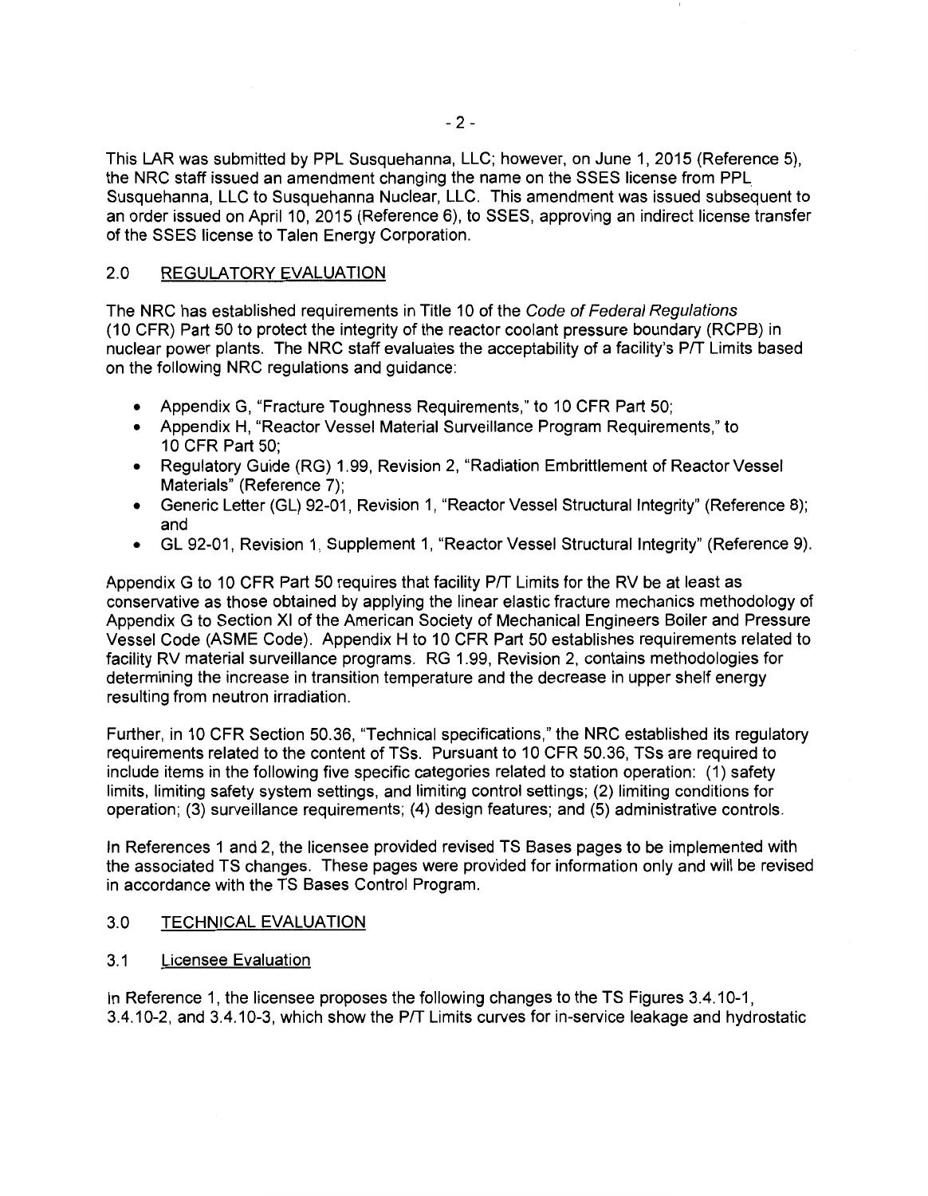This LAR was submitted by PPL Susquehanna, LLC; however, on June 1, 2015 (Reference 5), the NRC staff issued an amendment changing the name on the SSES license from PPL Susquehanna, LLC to Susquehanna Nuclear, LLC. This amendment was issued subsequent to an order issued on April 10, 2015 (Reference 6), to SSES, approving an indirect license transfer of the SSES license to Talen Energy Corporation.

## 2.0 REGULATORY EVALUATION

The NRC has established requirements in Title 10 of the *Code of Federal Regulations* (10 CFR) Part 50 to protect the integrity of the reactor coolant pressure boundary (RCPB) in nuclear power plants. The NRC staff evaluates the acceptability of a facility's P/T Limits based on the following NRC regulations and guidance:

- Appendix G, "Fracture Toughness Requirements," to 10 CFR Part 50;
- Appendix H, "Reactor Vessel Material Surveillance Program Requirements," to 10 CFR Part 50;
- Regulatory Guide (RG) 1.99, Revision 2, "Radiation Embrittlement of Reactor Vessel Materials" (Reference 7);
- Generic Letter (GL) 92-01, Revision 1, "Reactor Vessel Structural Integrity" (Reference 8); and
- GL 92-01, Revision 1, Supplement 1, "Reactor Vessel Structural Integrity" (Reference 9).

Appendix G to 10 CFR Part 50 requires that facility P/T Limits for the RV be at least as conservative as those obtained by applying the linear elastic fracture mechanics methodology of Appendix G to Section XI of the American Society of Mechanical Engineers Boiler and Pressure Vessel Code (ASME Code). Appendix H to 10 CFR Part 50 establishes requirements related to facility RV material surveillance programs. RG 1.99, Revision 2, contains methodologies for determining the increase in transition temperature and the decrease in upper shelf energy resulting from neutron irradiation.

Further, in 10 CFR Section 50.36, "Technical specifications," the NRC established its regulatory requirements related to the content of TSs. Pursuant to 10 CFR 50.36, TSs are required to include items in the following five specific categories related to station operation: (1) safety limits, limiting safety system settings, and limiting control settings; (2) limiting conditions for operation; (3) surveillance requirements; (4) design features; and (5) administrative controls.

In References 1 and 2, the licensee provided revised TS Bases pages to be implemented with the associated TS changes. These pages were provided for information only and will be revised in accordance with the TS Bases Control Program.

## 3.0 TECHNICAL EVALUATION

### 3.1 Licensee Evaluation

In Reference 1, the licensee proposes the following changes to the TS Figures 3.4.10-1, 3.4.10-2, and 3.4.10-3, which show the P/T Limits curves for in-service leakage and hydrostatic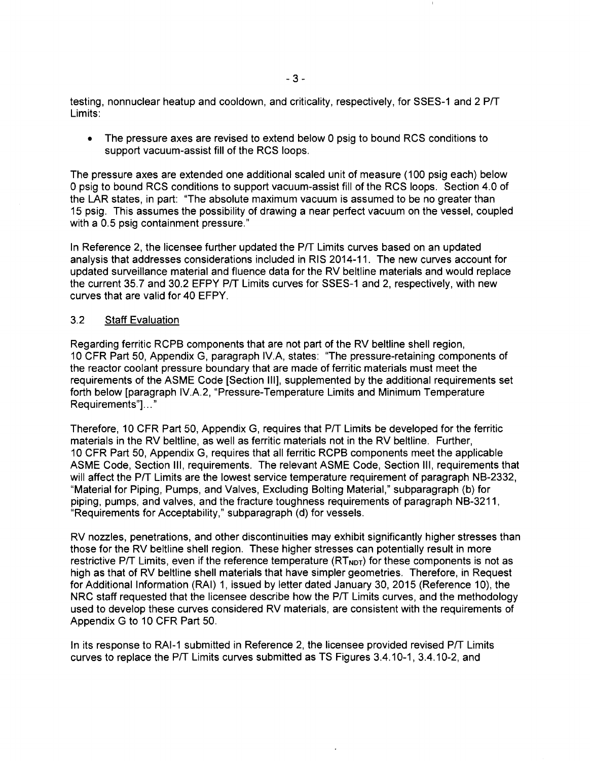testing, nonnuclear heatup and cooldown, and criticality, respectively, for SSES-1 and 2 P/T Limits:

- The pressure axes are revised to extend below 0 psig to bound RCS conditions to support vacuum-assist fill of the RCS loops.

The pressure axes are extended one additional scaled unit of measure (100 psig each) below 0 psig to bound RCS conditions to support vacuum-assist fill of the RCS loops. Section 4.0 of the LAR states, in part: "The absolute maximum vacuum is assumed to be no greater than 15 psig. This assumes the possibility of drawing a near perfect vacuum on the vessel, coupled with a 0.5 psig containment pressure."

In Reference 2, the licensee further updated the P/T Limits curves based on an updated analysis that addresses considerations included in RIS 2014-11. The new curves account for updated surveillance material and fluence data for the RV beltline materials and would replace the current 35.7 and 30.2 EFPY P/T Limits curves for SSES-1 and 2, respectively, with new curves that are valid for 40 EFPY.

### 3.2 Staff Evaluation

Regarding ferritic RCPB components that are not part of the RV beltline shell region, 10 CFR Part 50, Appendix G, paragraph IV.A, states: "The pressure-retaining components of the reactor coolant pressure boundary that are made of ferritic materials must meet the requirements of the ASME Code [Section III], supplemented by the additional requirements set forth below [paragraph IV.A.2, "Pressure-Temperature Limits and Minimum Temperature Requirements"]..."

Therefore, 10 CFR Part 50, Appendix G, requires that P/T Limits be developed for the ferritic materials in the RV beltline, as well as ferritic materials not in the RV beltline. Further, 10 CFR Part 50, Appendix G, requires that all ferritic RCPB components meet the applicable ASME Code, Section III, requirements. The relevant ASME Code, Section III, requirements that will affect the P/T Limits are the lowest service temperature requirement of paragraph NB-2332, "Material for Piping, Pumps, and Valves, Excluding Bolting Material," subparagraph (b) for piping, pumps, and valves, and the fracture toughness requirements of paragraph NB-3211, "Requirements for Acceptability," subparagraph (d) for vessels.

RV nozzles, penetrations, and other discontinuities may exhibit significantly higher stresses than those for the RV beltline shell region. These higher stresses can potentially result in more restrictive P/T Limits, even if the reference temperature ($RT_{NDT}$) for these components is not as high as that of RV beltline shell materials that have simpler geometries. Therefore, in Request for Additional Information (RAI) 1, issued by letter dated January 30, 2015 (Reference 10), the NRC staff requested that the licensee describe how the P/T Limits curves, and the methodology used to develop these curves considered RV materials, are consistent with the requirements of Appendix G to 10 CFR Part 50.

In its response to RAI-1 submitted in Reference 2, the licensee provided revised P/T Limits curves to replace the P/T Limits curves submitted as TS Figures 3.4.10-1, 3.4.10-2, and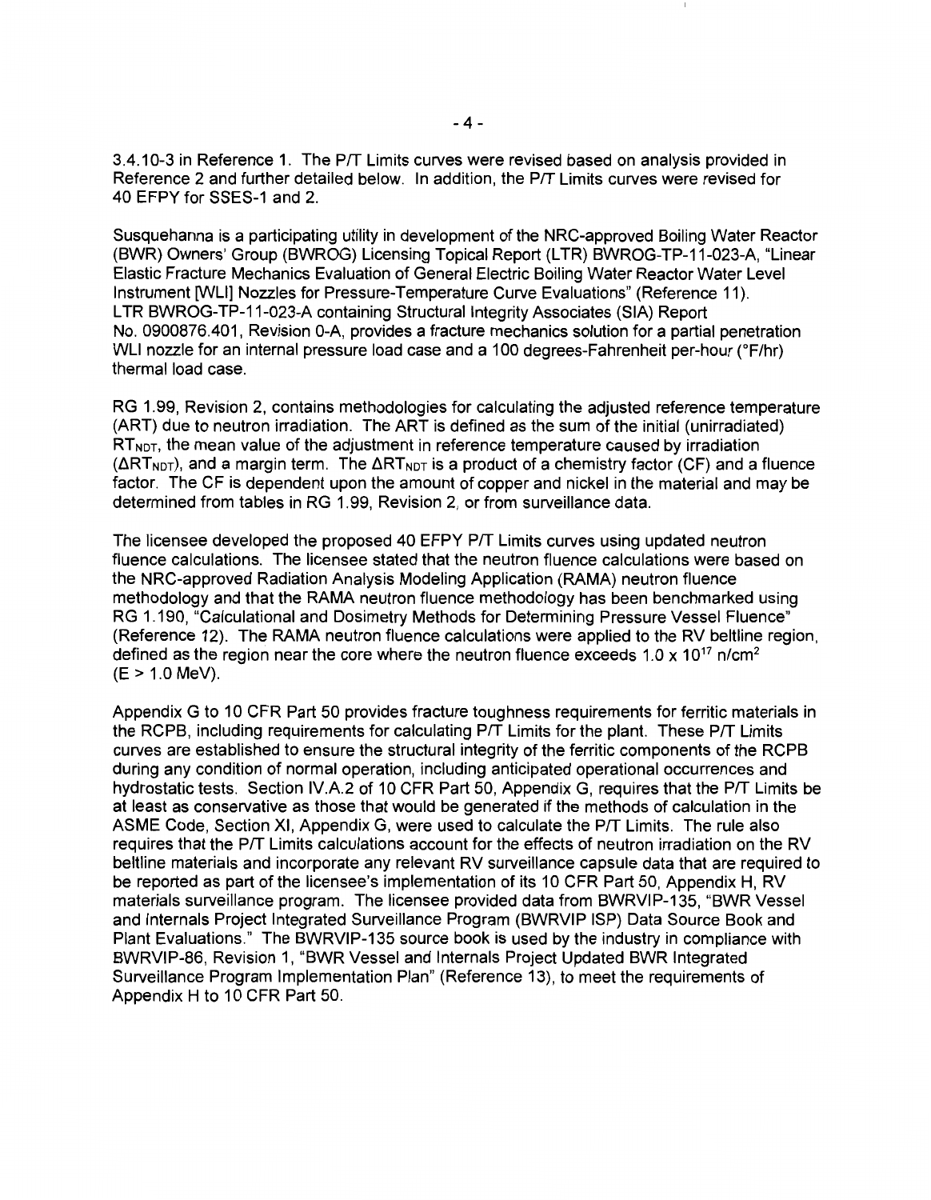3.4.10-3 in Reference 1. The P/T Limits curves were revised based on analysis provided in Reference 2 and further detailed below. In addition, the P/T Limits curves were revised for 40 EFPY for SSES-1 and 2.

Susquehanna is a participating utility in development of the NRC-approved Boiling Water Reactor (BWR) Owners' Group (BWROG) Licensing Topical Report (LTR) BWROG-TP-11-023-A, "Linear Elastic Fracture Mechanics Evaluation of General Electric Boiling Water Reactor Water Level Instrument [WLI] Nozzles for Pressure-Temperature Curve Evaluations" (Reference 11). LTR BWROG-TP-11-023-A containing Structural Integrity Associates (SIA) Report No. 0900876.401, Revision 0-A, provides a fracture mechanics solution for a partial penetration WLI nozzle for an internal pressure load case and a 100 degrees-Fahrenheit per-hour (°F/hr) thermal load case.

RG 1.99, Revision 2, contains methodologies for calculating the adjusted reference temperature (ART) due to neutron irradiation. The ART is defined as the sum of the initial (unirradiated) $RT_{NDT}$, the mean value of the adjustment in reference temperature caused by irradiation ($\Delta RT_{NDT}$), and a margin term. The $\Delta RT_{NDT}$ is a product of a chemistry factor (CF) and a fluence factor. The CF is dependent upon the amount of copper and nickel in the material and may be determined from tables in RG 1.99, Revision 2, or from surveillance data.

The licensee developed the proposed 40 EFPY P/T Limits curves using updated neutron fluence calculations. The licensee stated that the neutron fluence calculations were based on the NRC-approved Radiation Analysis Modeling Application (RAMA) neutron fluence methodology and that the RAMA neutron fluence methodology has been benchmarked using RG 1.190, "Calculational and Dosimetry Methods for Determining Pressure Vessel Fluence" (Reference 12). The RAMA neutron fluence calculations were applied to the RV beltline region, defined as the region near the core where the neutron fluence exceeds $1.0 \times 10^{17}$ n/cm$^2$ (E > 1.0 MeV).

Appendix G to 10 CFR Part 50 provides fracture toughness requirements for ferritic materials in the RCPB, including requirements for calculating P/T Limits for the plant. These P/T Limits curves are established to ensure the structural integrity of the ferritic components of the RCPB during any condition of normal operation, including anticipated operational occurrences and hydrostatic tests. Section IV.A.2 of 10 CFR Part 50, Appendix G, requires that the P/T Limits be at least as conservative as those that would be generated if the methods of calculation in the ASME Code, Section XI, Appendix G, were used to calculate the P/T Limits. The rule also requires that the P/T Limits calculations account for the effects of neutron irradiation on the RV beltline materials and incorporate any relevant RV surveillance capsule data that are required to be reported as part of the licensee's implementation of its 10 CFR Part 50, Appendix H, RV materials surveillance program. The licensee provided data from BWRVIP-135, "BWR Vessel and Internals Project Integrated Surveillance Program (BWRVIP ISP) Data Source Book and Plant Evaluations." The BWRVIP-135 source book is used by the industry in compliance with BWRVIP-86, Revision 1, "BWR Vessel and Internals Project Updated BWR Integrated Surveillance Program Implementation Plan" (Reference 13), to meet the requirements of Appendix H to 10 CFR Part 50.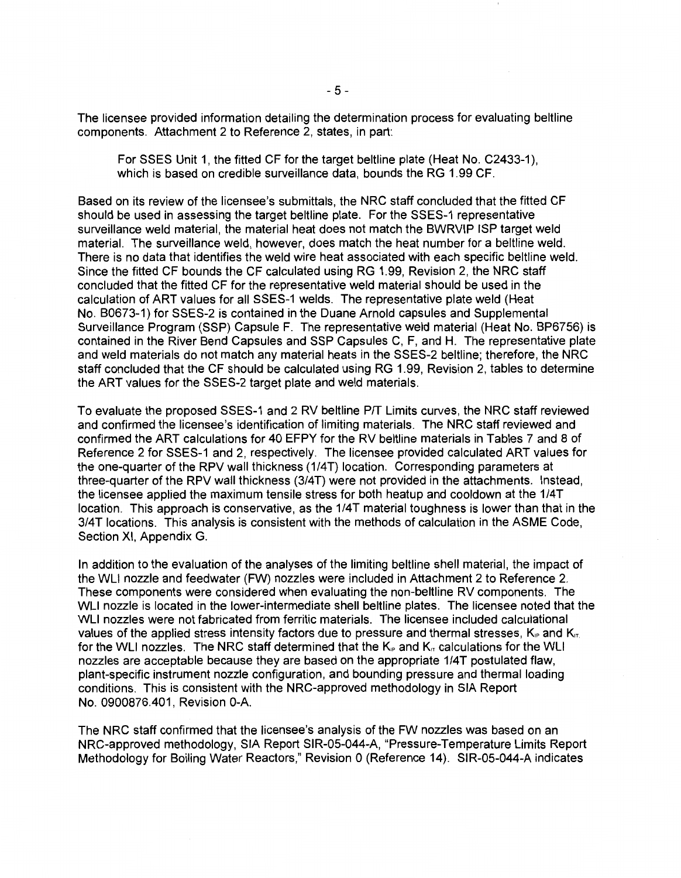The licensee provided information detailing the determination process for evaluating beltline components. Attachment 2 to Reference 2, states, in part:

> For SSES Unit 1, the fitted CF for the target beltline plate (Heat No. C2433-1), which is based on credible surveillance data, bounds the RG 1.99 CF.

Based on its review of the licensee's submittals, the NRC staff concluded that the fitted CF should be used in assessing the target beltline plate. For the SSES-1 representative surveillance weld material, the material heat does not match the BWRVIP ISP target weld material. The surveillance weld, however, does match the heat number for a beltline weld. There is no data that identifies the weld wire heat associated with each specific beltline weld. Since the fitted CF bounds the CF calculated using RG 1.99, Revision 2, the NRC staff concluded that the fitted CF for the representative weld material should be used in the calculation of ART values for all SSES-1 welds. The representative plate weld (Heat No. B0673-1) for SSES-2 is contained in the Duane Arnold capsules and Supplemental Surveillance Program (SSP) Capsule F. The representative weld material (Heat No. BP6756) is contained in the River Bend Capsules and SSP Capsules C, F, and H. The representative plate and weld materials do not match any material heats in the SSES-2 beltline; therefore, the NRC staff concluded that the CF should be calculated using RG 1.99, Revision 2, tables to determine the ART values for the SSES-2 target plate and weld materials.

To evaluate the proposed SSES-1 and 2 RV beltline P/T Limits curves, the NRC staff reviewed and confirmed the licensee's identification of limiting materials. The NRC staff reviewed and confirmed the ART calculations for 40 EFPY for the RV beltline materials in Tables 7 and 8 of Reference 2 for SSES-1 and 2, respectively. The licensee provided calculated ART values for the one-quarter of the RPV wall thickness (1/4T) location. Corresponding parameters at three-quarter of the RPV wall thickness (3/4T) were not provided in the attachments. Instead, the licensee applied the maximum tensile stress for both heatup and cooldown at the 1/4T location. This approach is conservative, as the 1/4T material toughness is lower than that in the 3/4T locations. This analysis is consistent with the methods of calculation in the ASME Code, Section XI, Appendix G.

In addition to the evaluation of the analyses of the limiting beltline shell material, the impact of the WLI nozzle and feedwater (FW) nozzles were included in Attachment 2 to Reference 2. These components were considered when evaluating the non-beltline RV components. The WLI nozzle is located in the lower-intermediate shell beltline plates. The licensee noted that the WLI nozzles were not fabricated from ferritic materials. The licensee included calculational values of the applied stress intensity factors due to pressure and thermal stresses, $K_{IP}$ and $K_{IT}$, for the WLI nozzles. The NRC staff determined that the $K_{IP}$ and $K_{IT}$ calculations for the WLI nozzles are acceptable because they are based on the appropriate 1/4T postulated flaw, plant-specific instrument nozzle configuration, and bounding pressure and thermal loading conditions. This is consistent with the NRC-approved methodology in SIA Report No. 0900876.401, Revision 0-A.

The NRC staff confirmed that the licensee's analysis of the FW nozzles was based on an NRC-approved methodology, SIA Report SIR-05-044-A, "Pressure-Temperature Limits Report Methodology for Boiling Water Reactors," Revision 0 (Reference 14). SIR-05-044-A indicates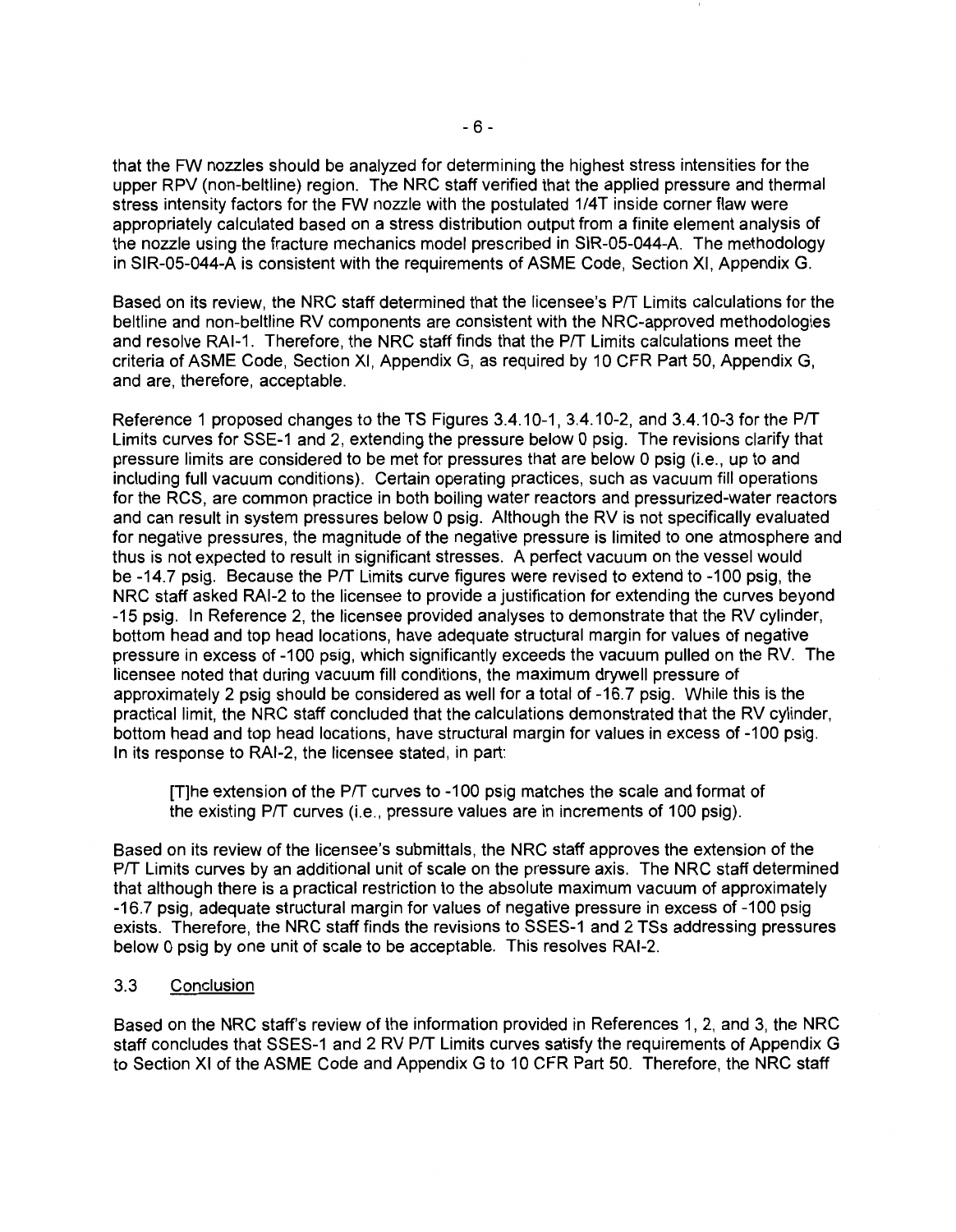that the FW nozzles should be analyzed for determining the highest stress intensities for the upper RPV (non-beltline) region. The NRC staff verified that the applied pressure and thermal stress intensity factors for the FW nozzle with the postulated 1/4T inside corner flaw were appropriately calculated based on a stress distribution output from a finite element analysis of the nozzle using the fracture mechanics model prescribed in SIR-05-044-A. The methodology in SIR-05-044-A is consistent with the requirements of ASME Code, Section XI, Appendix G.

Based on its review, the NRC staff determined that the licensee's P/T Limits calculations for the beltline and non-beltline RV components are consistent with the NRC-approved methodologies and resolve RAI-1. Therefore, the NRC staff finds that the P/T Limits calculations meet the criteria of ASME Code, Section XI, Appendix G, as required by 10 CFR Part 50, Appendix G, and are, therefore, acceptable.

Reference 1 proposed changes to the TS Figures 3.4.10-1, 3.4.10-2, and 3.4.10-3 for the P/T Limits curves for SSE-1 and 2, extending the pressure below 0 psig. The revisions clarify that pressure limits are considered to be met for pressures that are below 0 psig (i.e., up to and including full vacuum conditions). Certain operating practices, such as vacuum fill operations for the RCS, are common practice in both boiling water reactors and pressurized-water reactors and can result in system pressures below 0 psig. Although the RV is not specifically evaluated for negative pressures, the magnitude of the negative pressure is limited to one atmosphere and thus is not expected to result in significant stresses. A perfect vacuum on the vessel would be -14.7 psig. Because the P/T Limits curve figures were revised to extend to -100 psig, the NRC staff asked RAI-2 to the licensee to provide a justification for extending the curves beyond -15 psig. In Reference 2, the licensee provided analyses to demonstrate that the RV cylinder, bottom head and top head locations, have adequate structural margin for values of negative pressure in excess of -100 psig, which significantly exceeds the vacuum pulled on the RV. The licensee noted that during vacuum fill conditions, the maximum drywell pressure of approximately 2 psig should be considered as well for a total of -16.7 psig. While this is the practical limit, the NRC staff concluded that the calculations demonstrated that the RV cylinder, bottom head and top head locations, have structural margin for values in excess of -100 psig. In its response to RAI-2, the licensee stated, in part:

> [T]he extension of the P/T curves to -100 psig matches the scale and format of the existing P/T curves (i.e., pressure values are in increments of 100 psig).

Based on its review of the licensee's submittals, the NRC staff approves the extension of the P/T Limits curves by an additional unit of scale on the pressure axis. The NRC staff determined that although there is a practical restriction to the absolute maximum vacuum of approximately -16.7 psig, adequate structural margin for values of negative pressure in excess of -100 psig exists. Therefore, the NRC staff finds the revisions to SSES-1 and 2 TSs addressing pressures below 0 psig by one unit of scale to be acceptable. This resolves RAI-2.

### 3.3 Conclusion

Based on the NRC staff's review of the information provided in References 1, 2, and 3, the NRC staff concludes that SSES-1 and 2 RV P/T Limits curves satisfy the requirements of Appendix G to Section XI of the ASME Code and Appendix G to 10 CFR Part 50. Therefore, the NRC staff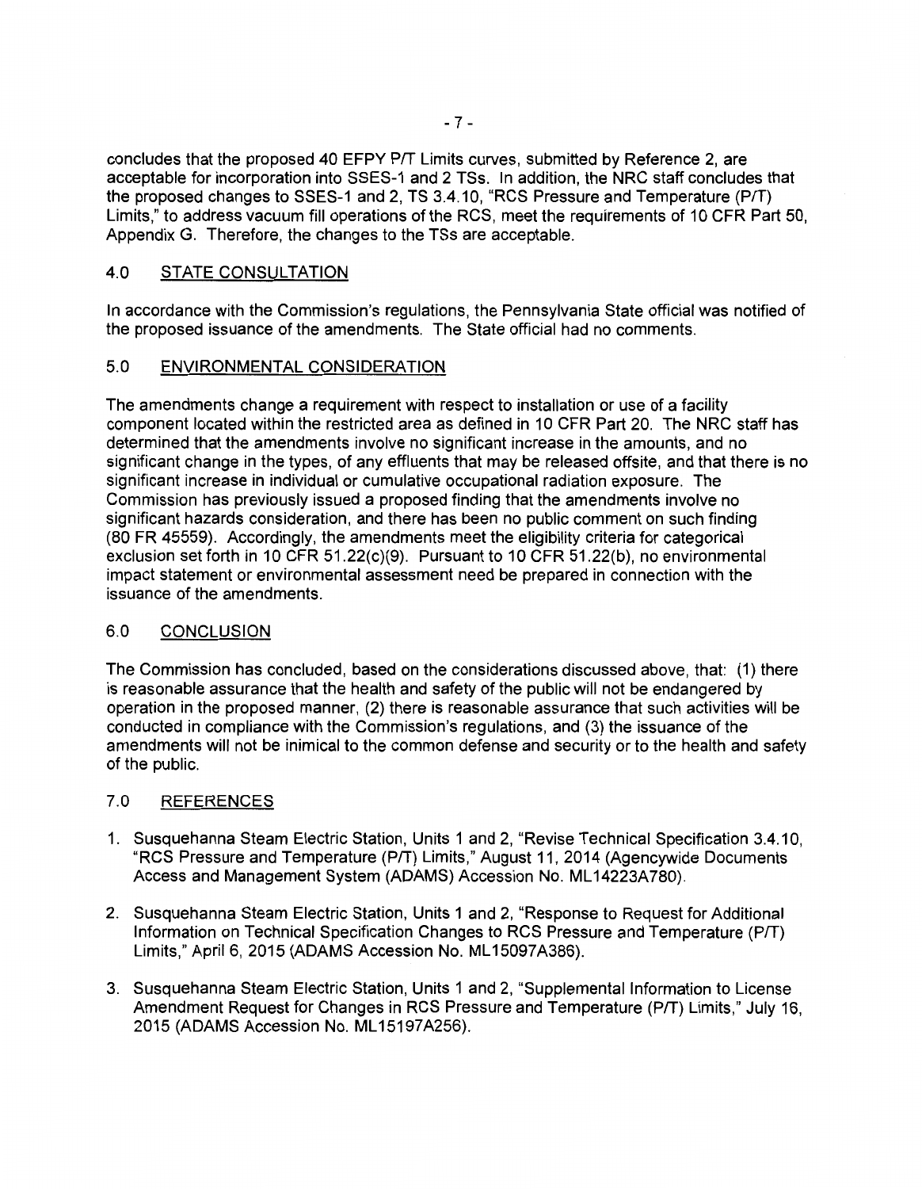concludes that the proposed 40 EFPY P/T Limits curves, submitted by Reference 2, are acceptable for incorporation into SSES-1 and 2 TSs. In addition, the NRC staff concludes that the proposed changes to SSES-1 and 2, TS 3.4.10, "RCS Pressure and Temperature (P/T) Limits," to address vacuum fill operations of the RCS, meet the requirements of 10 CFR Part 50, Appendix G. Therefore, the changes to the TSs are acceptable.

## 4.0 STATE CONSULTATION

In accordance with the Commission's regulations, the Pennsylvania State official was notified of the proposed issuance of the amendments. The State official had no comments.

## 5.0 ENVIRONMENTAL CONSIDERATION

The amendments change a requirement with respect to installation or use of a facility component located within the restricted area as defined in 10 CFR Part 20. The NRC staff has determined that the amendments involve no significant increase in the amounts, and no significant change in the types, of any effluents that may be released offsite, and that there is no significant increase in individual or cumulative occupational radiation exposure. The Commission has previously issued a proposed finding that the amendments involve no significant hazards consideration, and there has been no public comment on such finding (80 FR 45559). Accordingly, the amendments meet the eligibility criteria for categorical exclusion set forth in 10 CFR 51.22(c)(9). Pursuant to 10 CFR 51.22(b), no environmental impact statement or environmental assessment need be prepared in connection with the issuance of the amendments.

## 6.0 CONCLUSION

The Commission has concluded, based on the considerations discussed above, that: (1) there is reasonable assurance that the health and safety of the public will not be endangered by operation in the proposed manner, (2) there is reasonable assurance that such activities will be conducted in compliance with the Commission's regulations, and (3) the issuance of the amendments will not be inimical to the common defense and security or to the health and safety of the public.

## 7.0 REFERENCES

1. Susquehanna Steam Electric Station, Units 1 and 2, "Revise Technical Specification 3.4.10, "RCS Pressure and Temperature (P/T) Limits," August 11, 2014 (Agencywide Documents Access and Management System (ADAMS) Accession No. ML14223A780).
2. Susquehanna Steam Electric Station, Units 1 and 2, "Response to Request for Additional Information on Technical Specification Changes to RCS Pressure and Temperature (P/T) Limits," April 6, 2015 (ADAMS Accession No. ML15097A386).
3. Susquehanna Steam Electric Station, Units 1 and 2, "Supplemental Information to License Amendment Request for Changes in RCS Pressure and Temperature (P/T) Limits," July 16, 2015 (ADAMS Accession No. ML15197A256).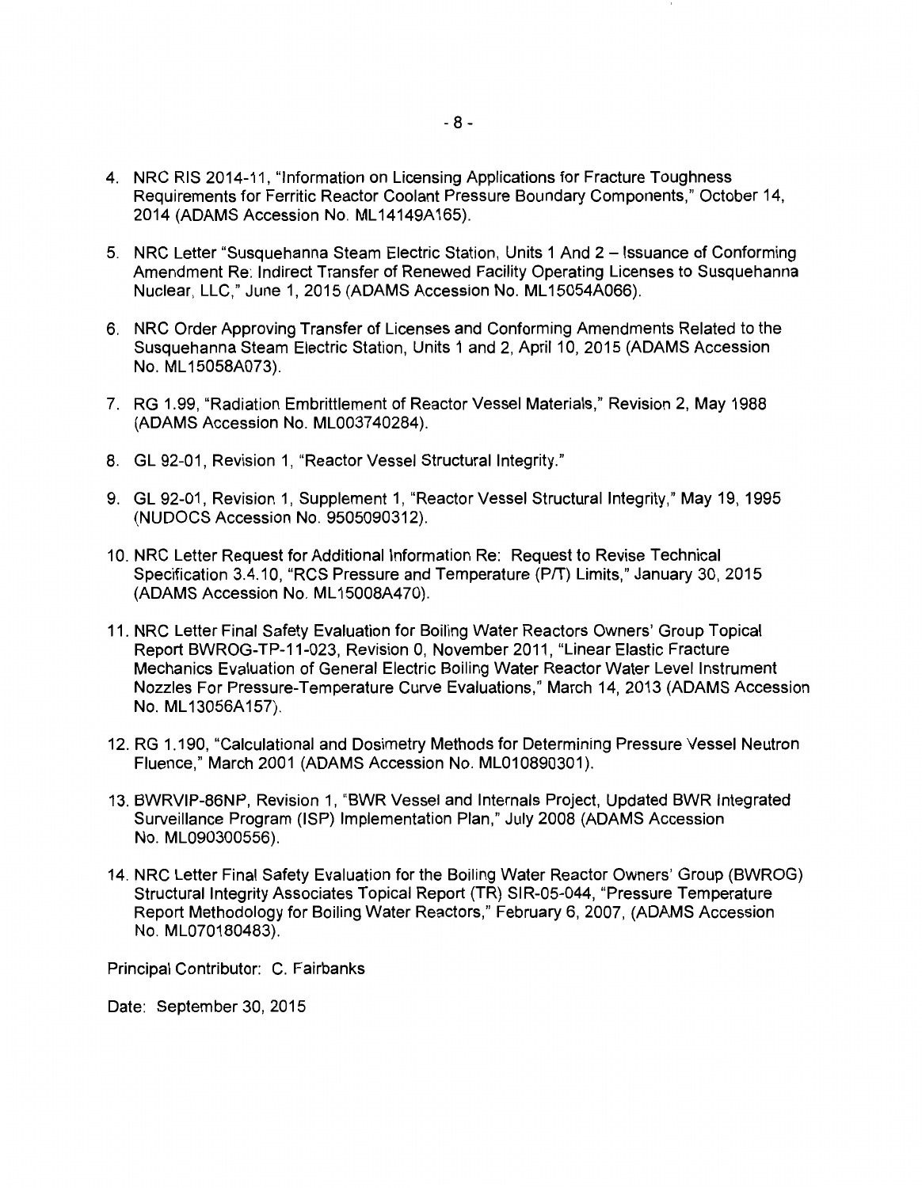4. NRC RIS 2014-11, "Information on Licensing Applications for Fracture Toughness Requirements for Ferritic Reactor Coolant Pressure Boundary Components," October 14, 2014 (ADAMS Accession No. ML14149A165).

5. NRC Letter "Susquehanna Steam Electric Station, Units 1 And 2 – Issuance of Conforming Amendment Re: Indirect Transfer of Renewed Facility Operating Licenses to Susquehanna Nuclear, LLC," June 1, 2015 (ADAMS Accession No. ML15054A066).

6. NRC Order Approving Transfer of Licenses and Conforming Amendments Related to the Susquehanna Steam Electric Station, Units 1 and 2, April 10, 2015 (ADAMS Accession No. ML15058A073).

7. RG 1.99, "Radiation Embrittlement of Reactor Vessel Materials," Revision 2, May 1988 (ADAMS Accession No. ML003740284).

8. GL 92-01, Revision 1, "Reactor Vessel Structural Integrity."

9. GL 92-01, Revision 1, Supplement 1, "Reactor Vessel Structural Integrity," May 19, 1995 (NUDOCS Accession No. 9505090312).

10. NRC Letter Request for Additional Information Re: Request to Revise Technical Specification 3.4.10, "RCS Pressure and Temperature (P/T) Limits," January 30, 2015 (ADAMS Accession No. ML15008A470).

11. NRC Letter Final Safety Evaluation for Boiling Water Reactors Owners' Group Topical Report BWROG-TP-11-023, Revision 0, November 2011, "Linear Elastic Fracture Mechanics Evaluation of General Electric Boiling Water Reactor Water Level Instrument Nozzles For Pressure-Temperature Curve Evaluations," March 14, 2013 (ADAMS Accession No. ML13056A157).

12. RG 1.190, "Calculational and Dosimetry Methods for Determining Pressure Vessel Neutron Fluence," March 2001 (ADAMS Accession No. ML010890301).

13. BWRVIP-86NP, Revision 1, "BWR Vessel and Internals Project, Updated BWR Integrated Surveillance Program (ISP) Implementation Plan," July 2008 (ADAMS Accession No. ML090300556).

14. NRC Letter Final Safety Evaluation for the Boiling Water Reactor Owners' Group (BWROG) Structural Integrity Associates Topical Report (TR) SIR-05-044, "Pressure Temperature Report Methodology for Boiling Water Reactors," February 6, 2007, (ADAMS Accession No. ML070180483).

Principal Contributor: C. Fairbanks

Date: September 30, 2015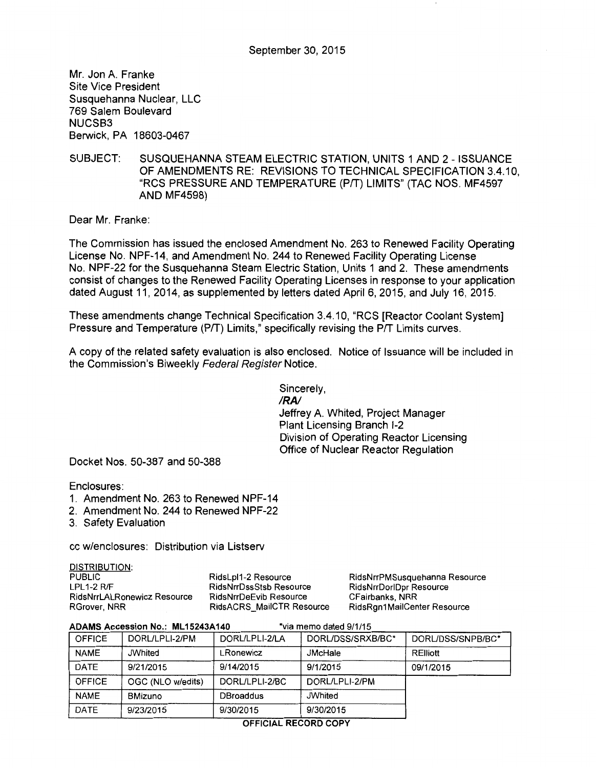September 30, 2015

Mr. Jon A. Franke
Site Vice President
Susquehanna Nuclear, LLC
769 Salem Boulevard
NUCSB3
Berwick, PA 18603-0467

SUBJECT: SUSQUEHANNA STEAM ELECTRIC STATION, UNITS 1 AND 2 - ISSUANCE OF AMENDMENTS RE: REVISIONS TO TECHNICAL SPECIFICATION 3.4.10, "RCS PRESSURE AND TEMPERATURE (P/T) LIMITS" (TAC NOS. MF4597 AND MF4598)

Dear Mr. Franke:

The Commission has issued the enclosed Amendment No. 263 to Renewed Facility Operating License No. NPF-14, and Amendment No. 244 to Renewed Facility Operating License No. NPF-22 for the Susquehanna Steam Electric Station, Units 1 and 2. These amendments consist of changes to the Renewed Facility Operating Licenses in response to your application dated August 11, 2014, as supplemented by letters dated April 6, 2015, and July 16, 2015.

These amendments change Technical Specification 3.4.10, "RCS [Reactor Coolant System] Pressure and Temperature (P/T) Limits," specifically revising the P/T Limits curves.

A copy of the related safety evaluation is also enclosed. Notice of Issuance will be included in the Commission's Biweekly *Federal Register* Notice.

Sincerely,
**/RA/**
Jeffrey A. Whited, Project Manager
Plant Licensing Branch I-2
Division of Operating Reactor Licensing
Office of Nuclear Reactor Regulation

Docket Nos. 50-387 and 50-388

Enclosures:
1. Amendment No. 263 to Renewed NPF-14
2. Amendment No. 244 to Renewed NPF-22
3. Safety Evaluation

cc w/enclosures: Distribution via Listserv

DISTRIBUTION:

| | | |
|---|---|---|
| PUBLIC | RidsLpl1-2 Resource | RidsNrrPMSusquehanna Resource |
| LPL1-2 R/F | RidsNrrDssStsb Resource | RidsNrrDorlDpr Resource |
| RidsNrrLALRonewicz Resource | RidsNrrDeEvib Resource | CFairbanks, NRR |
| RGrover, NRR | RidsACRS_MailCTR Resource | RidsRgn1MailCenter Resource |

**ADAMS Accession No.: ML15243A140** *via memo dated 9/1/15

| OFFICE | DORL/LPLI-2/PM | DORL/LPLI-2/LA | DORL/DSS/SRXB/BC* | DORL/DSS/SNPB/BC* |
|---|---|---|---|---|
| NAME | JWhited | LRonewicz | JMcHale | RElliott |
| DATE | 9/21/2015 | 9/14/2015 | 9/1/2015 | 09/1/2015 |
| OFFICE | OGC (NLO w/edits) | DORL/LPLI-2/BC | DORL/LPLI-2/PM | |
| NAME | BMizuno | DBroaddus | JWhited | |
| DATE | 9/23/2015 | 9/30/2015 | 9/30/2015 | |

**OFFICIAL RECORD COPY**